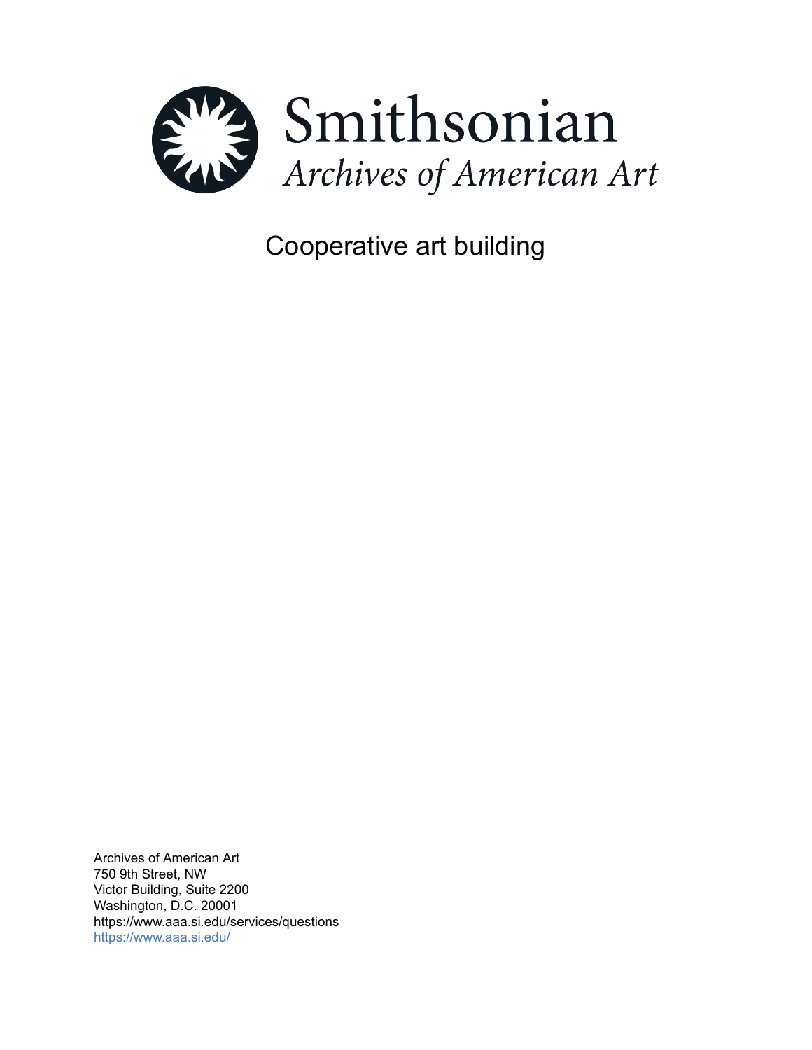Smithsonian

*Archives of American Art*

# Cooperative art building

Archives of American Art
750 9th Street, NW
Victor Building, Suite 2200
Washington, D.C. 20001
https://www.aaa.si.edu/services/questions
https://www.aaa.si.edu/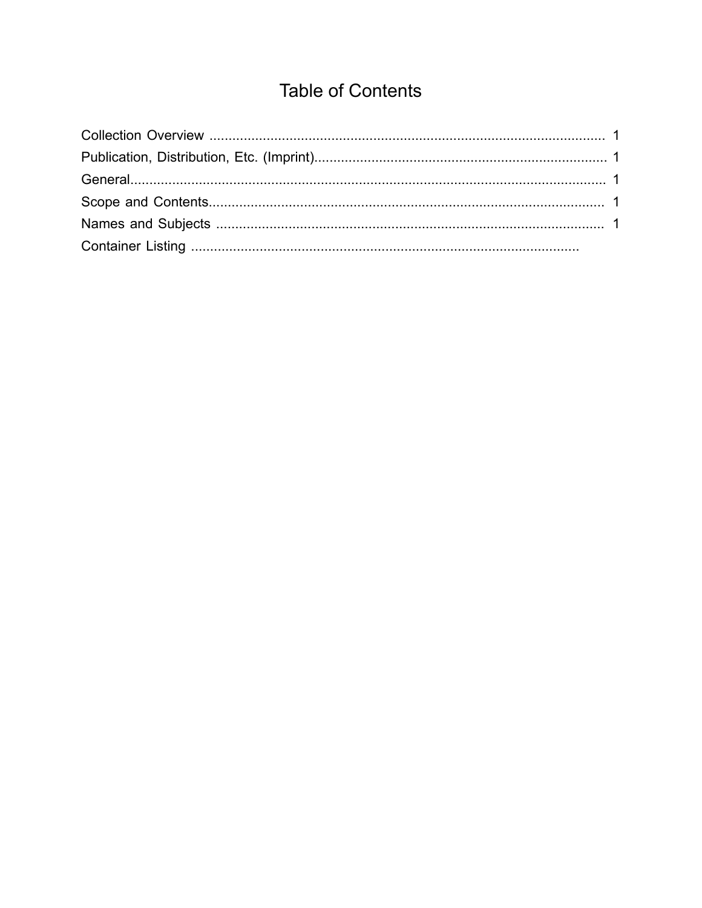# Table of Contents

Collection Overview ........................................................................................................ 1
Publication, Distribution, Etc. (Imprint)............................................................................ 1
General............................................................................................................................ 1
Scope and Contents........................................................................................................ 1
Names and Subjects ...................................................................................................... 1
Container Listing ......................................................................................................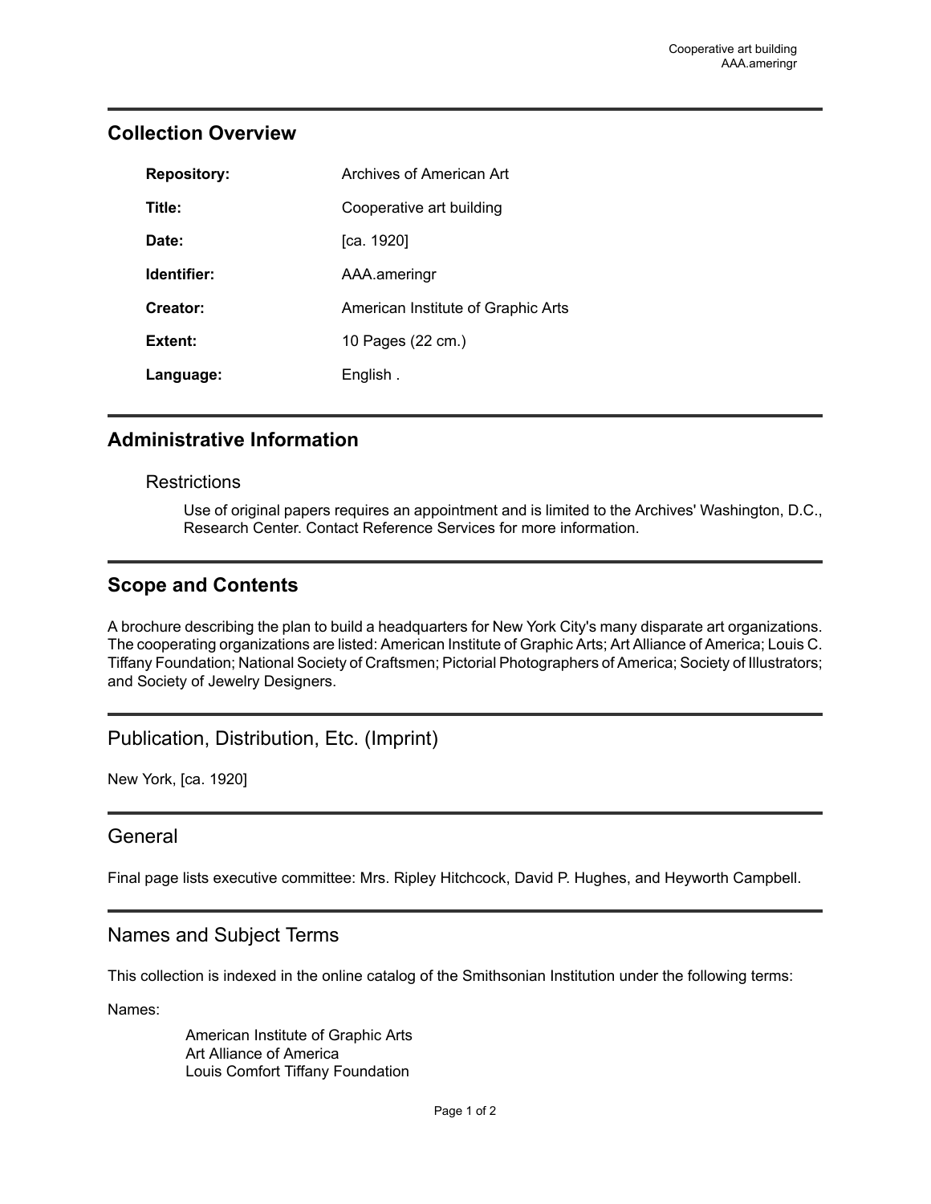## Collection Overview

| | |
|---|---|
| **Repository:** | Archives of American Art |
| **Title:** | Cooperative art building |
| **Date:** | [ca. 1920] |
| **Identifier:** | AAA.ameringr |
| **Creator:** | American Institute of Graphic Arts |
| **Extent:** | 10 Pages (22 cm.) |
| **Language:** | English . |

## Administrative Information

### Restrictions

Use of original papers requires an appointment and is limited to the Archives' Washington, D.C., Research Center. Contact Reference Services for more information.

## Scope and Contents

A brochure describing the plan to build a headquarters for New York City's many disparate art organizations. The cooperating organizations are listed: American Institute of Graphic Arts; Art Alliance of America; Louis C. Tiffany Foundation; National Society of Craftsmen; Pictorial Photographers of America; Society of Illustrators; and Society of Jewelry Designers.

## Publication, Distribution, Etc. (Imprint)

New York, [ca. 1920]

## General

Final page lists executive committee: Mrs. Ripley Hitchcock, David P. Hughes, and Heyworth Campbell.

## Names and Subject Terms

This collection is indexed in the online catalog of the Smithsonian Institution under the following terms:

Names:

- American Institute of Graphic Arts
- Art Alliance of America
- Louis Comfort Tiffany Foundation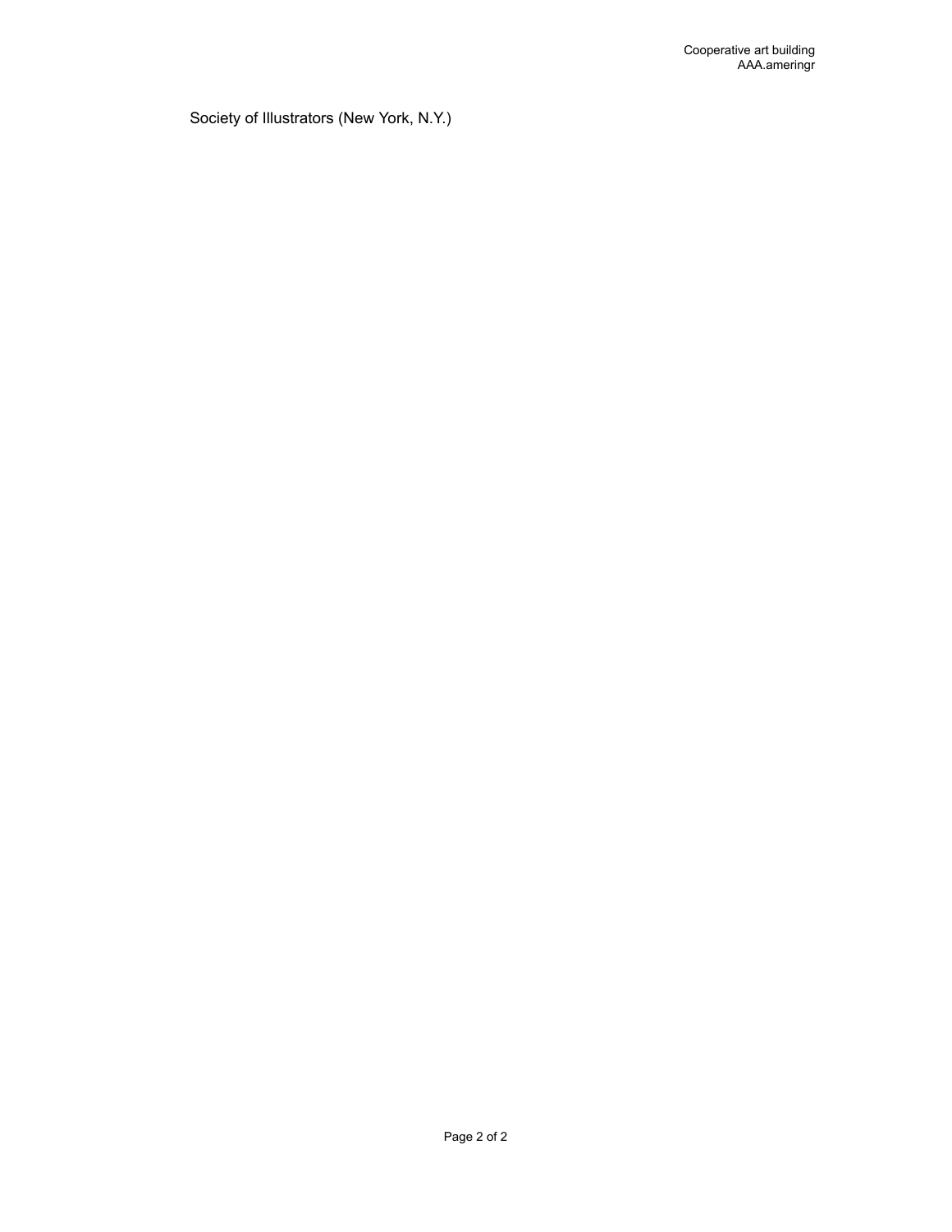Society of Illustrators (New York, N.Y.)